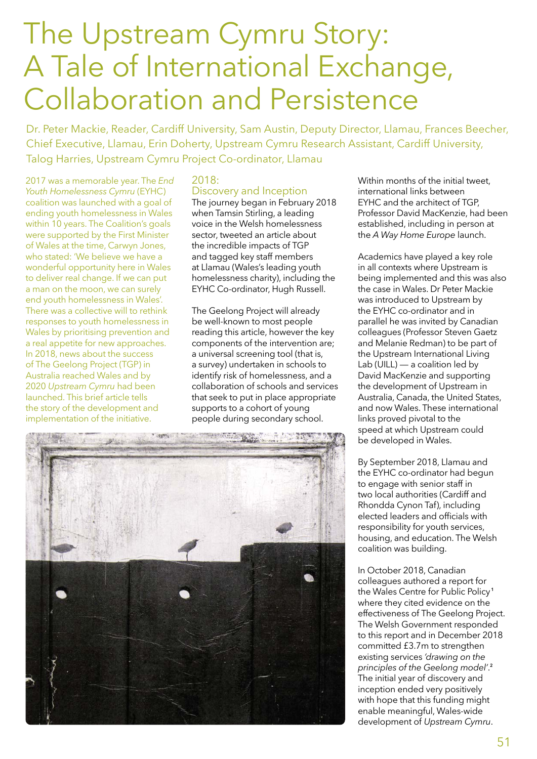# The Upstream Cymru Story: A Tale of International Exchange, Collaboration and Persistence

Dr. Peter Mackie, Reader, Cardiff University, Sam Austin, Deputy Director, Llamau, Frances Beecher, Chief Executive, Llamau, Erin Doherty, Upstream Cymru Research Assistant, Cardiff University, Talog Harries, Upstream Cymru Project Co-ordinator, Llamau

2017 was a memorable year. The *End Youth Homelessness Cymru* (EYHC) coalition was launched with a goal of ending youth homelessness in Wales within 10 years. The Coalition's goals were supported by the First Minister of Wales at the time, Carwyn Jones, who stated: 'We believe we have a wonderful opportunity here in Wales to deliver real change. If we can put a man on the moon, we can surely end youth homelessness in Wales'. There was a collective will to rethink responses to youth homelessness in Wales by prioritising prevention and a real appetite for new approaches. In 2018, news about the success of The Geelong Project (TGP) in Australia reached Wales and by 2020 *Upstream Cymru* had been launched. This brief article tells the story of the development and implementation of the initiative.

## 2018: Discovery and Inception

The journey began in February 2018 when Tamsin Stirling, a leading voice in the Welsh homelessness sector, tweeted an article about the incredible impacts of TGP and tagged key staff members at Llamau (Wales's leading youth homelessness charity), including the EYHC Co-ordinator, Hugh Russell.

The Geelong Project will already be well-known to most people reading this article, however the key components of the intervention are; a universal screening tool (that is, a survey) undertaken in schools to identify risk of homelessness, and a collaboration of schools and services that seek to put in place appropriate supports to a cohort of young people during secondary school.

Within months of the initial tweet, international links between EYHC and the architect of TGP, Professor David MacKenzie, had been established, including in person at the *A Way Home Europe* launch.

Academics have played a key role in all contexts where Upstream is being implemented and this was also the case in Wales. Dr Peter Mackie was introduced to Upstream by the EYHC co-ordinator and in parallel he was invited by Canadian colleagues (Professor Steven Gaetz and Melanie Redman) to be part of the Upstream International Living Lab (UILL) — a coalition led by David MacKenzie and supporting the development of Upstream in Australia, Canada, the United States, and now Wales. These international links proved pivotal to the speed at which Upstream could be developed in Wales.

By September 2018, Llamau and the EYHC co-ordinator had begun to engage with senior staff in two local authorities (Cardiff and Rhondda Cynon Taf), including elected leaders and officials with responsibility for youth services, housing, and education. The Welsh coalition was building.

In October 2018, Canadian colleagues authored a report for the Wales Centre for Public Policy[1] where they cited evidence on the effectiveness of The Geelong Project. The Welsh Government responded to this report and in December 2018 committed £3.7m to strengthen existing services *'drawing on the principles of the Geelong model'*.[2] The initial year of discovery and inception ended very positively with hope that this funding might enable meaningful, Wales-wide development of *Upstream Cymru*.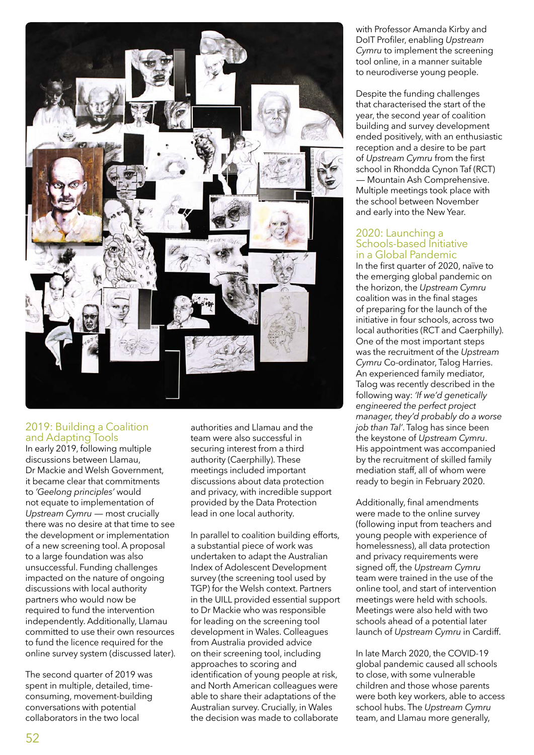## 2019: Building a Coalition and Adapting Tools

In early 2019, following multiple discussions between Llamau, Dr Mackie and Welsh Government, it became clear that commitments to *'Geelong principles'* would not equate to implementation of *Upstream Cymru* — most crucially there was no desire at that time to see the development or implementation of a new screening tool. A proposal to a large foundation was also unsuccessful. Funding challenges impacted on the nature of ongoing discussions with local authority partners who would now be required to fund the intervention independently. Additionally, Llamau committed to use their own resources to fund the licence required for the online survey system (discussed later).

The second quarter of 2019 was spent in multiple, detailed, time-consuming, movement-building conversations with potential collaborators in the two local authorities and Llamau and the team were also successful in securing interest from a third authority (Caerphilly). These meetings included important discussions about data protection and privacy, with incredible support provided by the Data Protection lead in one local authority.

In parallel to coalition building efforts, a substantial piece of work was undertaken to adapt the Australian Index of Adolescent Development survey (the screening tool used by TGP) for the Welsh context. Partners in the UILL provided essential support to Dr Mackie who was responsible for leading on the screening tool development in Wales. Colleagues from Australia provided advice on their screening tool, including approaches to scoring and identification of young people at risk, and North American colleagues were able to share their adaptations of the Australian survey. Crucially, in Wales the decision was made to collaborate with Professor Amanda Kirby and DoIT Profiler, enabling *Upstream Cymru* to implement the screening tool online, in a manner suitable to neurodiverse young people.

Despite the funding challenges that characterised the start of the year, the second year of coalition building and survey development ended positively, with an enthusiastic reception and a desire to be part of *Upstream Cymru* from the first school in Rhondda Cynon Taf (RCT) — Mountain Ash Comprehensive. Multiple meetings took place with the school between November and early into the New Year.

## 2020: Launching a Schools-based Initiative in a Global Pandemic

In the first quarter of 2020, naïve to the emerging global pandemic on the horizon, the *Upstream Cymru* coalition was in the final stages of preparing for the launch of the initiative in four schools, across two local authorities (RCT and Caerphilly). One of the most important steps was the recruitment of the *Upstream Cymru* Co-ordinator, Talog Harries. An experienced family mediator, Talog was recently described in the following way: *'If we'd genetically engineered the perfect project manager, they'd probably do a worse job than Tal'*. Talog has since been the keystone of *Upstream Cymru*. His appointment was accompanied by the recruitment of skilled family mediation staff, all of whom were ready to begin in February 2020.

Additionally, final amendments were made to the online survey (following input from teachers and young people with experience of homelessness), all data protection and privacy requirements were signed off, the *Upstream Cymru* team were trained in the use of the online tool, and start of intervention meetings were held with schools. Meetings were also held with two schools ahead of a potential later launch of *Upstream Cymru* in Cardiff.

In late March 2020, the COVID-19 global pandemic caused all schools to close, with some vulnerable children and those whose parents were both key workers, able to access school hubs. The *Upstream Cymru* team, and Llamau more generally,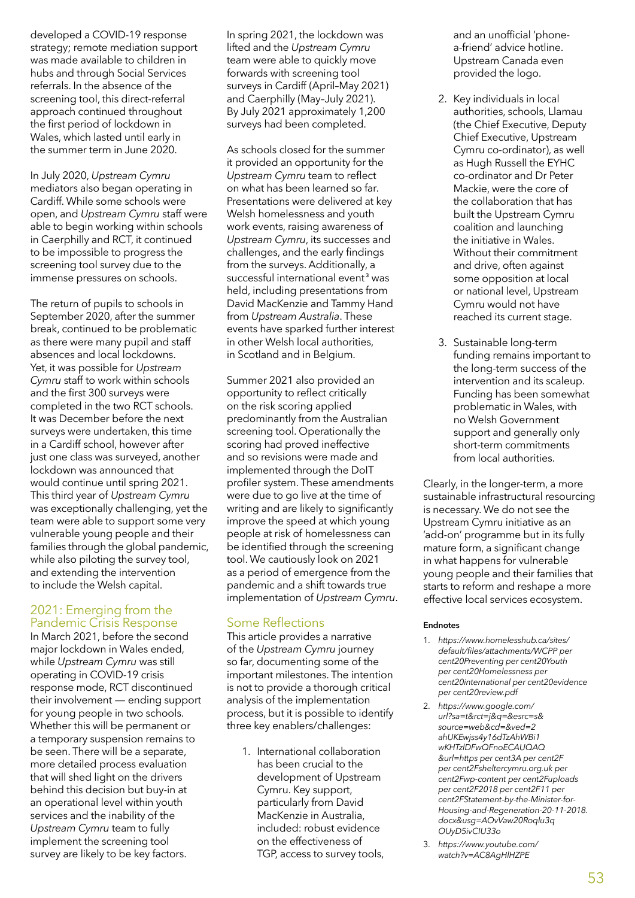developed a COVID-19 response strategy; remote mediation support was made available to children in hubs and through Social Services referrals. In the absence of the screening tool, this direct-referral approach continued throughout the first period of lockdown in Wales, which lasted until early in the summer term in June 2020.

In July 2020, *Upstream Cymru* mediators also began operating in Cardiff. While some schools were open, and *Upstream Cymru* staff were able to begin working within schools in Caerphilly and RCT, it continued to be impossible to progress the screening tool survey due to the immense pressures on schools.

The return of pupils to schools in September 2020, after the summer break, continued to be problematic as there were many pupil and staff absences and local lockdowns. Yet, it was possible for *Upstream Cymru* staff to work within schools and the first 300 surveys were completed in the two RCT schools. It was December before the next surveys were undertaken, this time in a Cardiff school, however after just one class was surveyed, another lockdown was announced that would continue until spring 2021. This third year of *Upstream Cymru* was exceptionally challenging, yet the team were able to support some very vulnerable young people and their families through the global pandemic, while also piloting the survey tool, and extending the intervention to include the Welsh capital.

## 2021: Emerging from the Pandemic Crisis Response

In March 2021, before the second major lockdown in Wales ended, while *Upstream Cymru* was still operating in COVID-19 crisis response mode, RCT discontinued their involvement — ending support for young people in two schools. Whether this will be permanent or a temporary suspension remains to be seen. There will be a separate, more detailed process evaluation that will shed light on the drivers behind this decision but buy-in at an operational level within youth services and the inability of the *Upstream Cymru* team to fully implement the screening tool survey are likely to be key factors.

In spring 2021, the lockdown was lifted and the *Upstream Cymru* team were able to quickly move forwards with screening tool surveys in Cardiff (April–May 2021) and Caerphilly (May–July 2021). By July 2021 approximately 1,200 surveys had been completed.

As schools closed for the summer it provided an opportunity for the *Upstream Cymru* team to reflect on what has been learned so far. Presentations were delivered at key Welsh homelessness and youth work events, raising awareness of *Upstream Cymru*, its successes and challenges, and the early findings from the surveys. Additionally, a successful international event[3] was held, including presentations from David MacKenzie and Tammy Hand from *Upstream Australia*. These events have sparked further interest in other Welsh local authorities, in Scotland and in Belgium.

Summer 2021 also provided an opportunity to reflect critically on the risk scoring applied predominantly from the Australian screening tool. Operationally the scoring had proved ineffective and so revisions were made and implemented through the DoIT profiler system. These amendments were due to go live at the time of writing and are likely to significantly improve the speed at which young people at risk of homelessness can be identified through the screening tool. We cautiously look on 2021 as a period of emergence from the pandemic and a shift towards true implementation of *Upstream Cymru*.

## Some Reflections

This article provides a narrative of the *Upstream Cymru* journey so far, documenting some of the important milestones. The intention is not to provide a thorough critical analysis of the implementation process, but it is possible to identify three key enablers/challenges:

1. International collaboration has been crucial to the development of Upstream Cymru. Key support, particularly from David MacKenzie in Australia, included: robust evidence on the effectiveness of TGP, access to survey tools, and an unofficial 'phone-a-friend' advice hotline. Upstream Canada even provided the logo.
2. Key individuals in local authorities, schools, Llamau (the Chief Executive, Deputy Chief Executive, Upstream Cymru co-ordinator), as well as Hugh Russell the EYHC co-ordinator and Dr Peter Mackie, were the core of the collaboration that has built the Upstream Cymru coalition and launching the initiative in Wales. Without their commitment and drive, often against some opposition at local or national level, Upstream Cymru would not have reached its current stage.
3. Sustainable long-term funding remains important to the long-term success of the intervention and its scaleup. Funding has been somewhat problematic in Wales, with no Welsh Government support and generally only short-term commitments from local authorities.

Clearly, in the longer-term, a more sustainable infrastructural resourcing is necessary. We do not see the Upstream Cymru initiative as an 'add-on' programme but in its fully mature form, a significant change in what happens for vulnerable young people and their families that starts to reform and reshape a more effective local services ecosystem.

#### Endnotes

1. *https://www.homelesshub.ca/sites/default/files/attachments/WCPP per cent20Preventing per cent20Youth per cent20Homelessness per cent20international per cent20evidence per cent20review.pdf*
2. *https://www.google.com/url?sa=t&rct=j&q=&esrc=s&source=web&cd=&ved=2ahUKEwjss4y16dTzAhWBi1wKHTzlDFwQFnoECAUQAQ&url=https per cent3A per cent2F per cent2Fsheltercymru.org.uk per cent2Fwp-content per cent2Fuploads per cent2F2018 per cent2F11 per cent2FStatement-by-the-Minister-for-Housing-and-Regeneration-20-11-2018.docx&usg=AOvVaw20Roqlu3qOUyD5ivClU33o*
3. *https://www.youtube.com/watch?v=AC8AgHlHZPE*